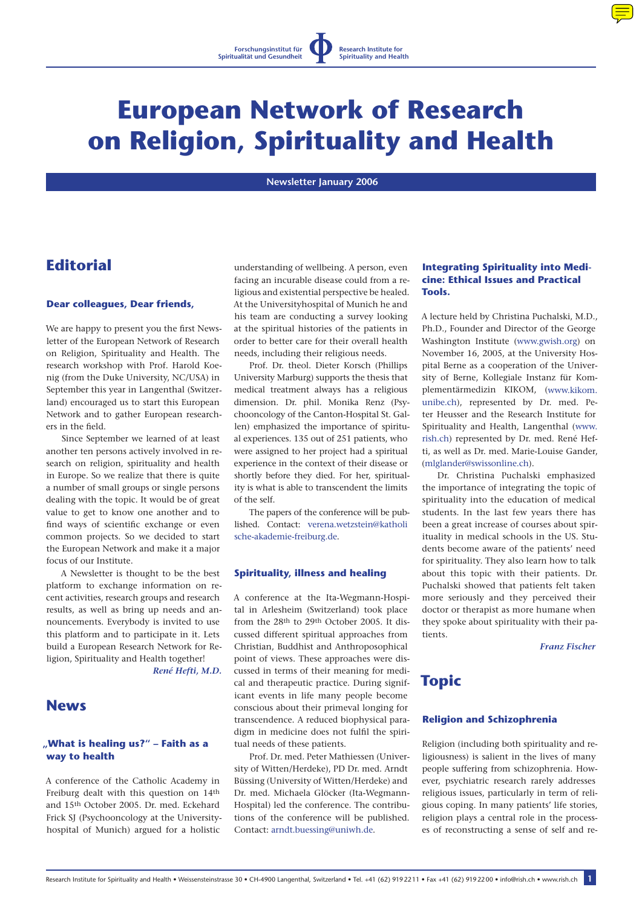Forschungsinstitut für Spiritualität und Gesundheit · Research Institute for Spirituality and Health

# European Network of Research on Religion, Spirituality and Health

**Newsletter January 2006**

## Editorial

### Dear colleagues, Dear friends,

We are happy to present you the first Newsletter of the European Network of Research on Religion, Spirituality and Health. The research workshop with Prof. Harold Koenig (from the Duke University, NC/USA) in September this year in Langenthal (Switzerland) encouraged us to start this European Network and to gather European researchers in the field.

Since September we learned of at least another ten persons actively involved in research on religion, spirituality and health in Europe. So we realize that there is quite a number of small groups or single persons dealing with the topic. It would be of great value to get to know one another and to find ways of scientific exchange or even common projects. So we decided to start the European Network and make it a major focus of our Institute.

A Newsletter is thought to be the best platform to exchange information on recent activities, research groups and research results, as well as bring up needs and announcements. Everybody is invited to use this platform and to participate in it. Lets build a European Research Network for Religion, Spirituality and Health together!

*René Hefti, M.D.*

## News

### „What is healing us?" – Faith as a way to health

A conference of the Catholic Academy in Freiburg dealt with this question on 14th and 15th October 2005. Dr. med. Eckehard Frick SJ (Psychooncology at the Universityhospital of Munich) argued for a holistic understanding of wellbeing. A person, even facing an incurable disease could from a religious and existential perspective be healed. At the Universityhospital of Munich he and his team are conducting a survey looking at the spiritual histories of the patients in order to better care for their overall health needs, including their religious needs.

Prof. Dr. theol. Dieter Korsch (Phillips University Marburg) supports the thesis that medical treatment always has a religious dimension. Dr. phil. Monika Renz (Psychooncology of the Canton-Hospital St. Gallen) emphasized the importance of spiritual experiences. 135 out of 251 patients, who were assigned to her project had a spiritual experience in the context of their disease or shortly before they died. For her, spirituality is what is able to transcendent the limits of the self.

The papers of the conference will be published. Contact: verena.wetzstein@katholische-akademie-freiburg.de.

### Spirituality, illness and healing

A conference at the Ita-Wegmann-Hospital in Arlesheim (Switzerland) took place from the 28th to 29th October 2005. It discussed different spiritual approaches from Christian, Buddhist and Anthroposophical point of views. These approaches were discussed in terms of their meaning for medical and therapeutic practice. During significant events in life many people become conscious about their primeval longing for transcendence. A reduced biophysical paradigm in medicine does not fulfil the spiritual needs of these patients.

Prof. Dr. med. Peter Mathiessen (University of Witten/Herdeke), PD Dr. med. Arndt Büssing (University of Witten/Herdeke) and Dr. med. Michaela Glöcker (Ita-Wegmann-Hospital) led the conference. The contributions of the conference will be published. Contact: arndt.buessing@uniwh.de.

### Integrating Spirituality into Medicine: Ethical Issues and Practical Tools.

A lecture held by Christina Puchalski, M.D., Ph.D., Founder and Director of the George Washington Institute (www.gwish.org) on November 16, 2005, at the University Hospital Berne as a cooperation of the University of Berne, Kollegiale Instanz für Komplementärmedizin KIKOM, (www.kikom.unibe.ch), represented by Dr. med. Peter Heusser and the Research Institute for Spirituality and Health, Langenthal (www.rish.ch) represented by Dr. med. René Hefti, as well as Dr. med. Marie-Louise Gander, (mlglander@swissonline.ch).

Dr. Christina Puchalski emphasized the importance of integrating the topic of spirituality into the education of medical students. In the last few years there has been a great increase of courses about spirituality in medical schools in the US. Students become aware of the patients' need for spirituality. They also learn how to talk about this topic with their patients. Dr. Puchalski showed that patients felt taken more seriously and they perceived their doctor or therapist as more humane when they spoke about spirituality with their patients.

*Franz Fischer*

## Topic

### Religion and Schizophrenia

Religion (including both spirituality and religiousness) is salient in the lives of many people suffering from schizophrenia. However, psychiatric research rarely addresses religious issues, particularly in term of religious coping. In many patients' life stories, religion plays a central role in the processes of reconstructing a sense of self and re-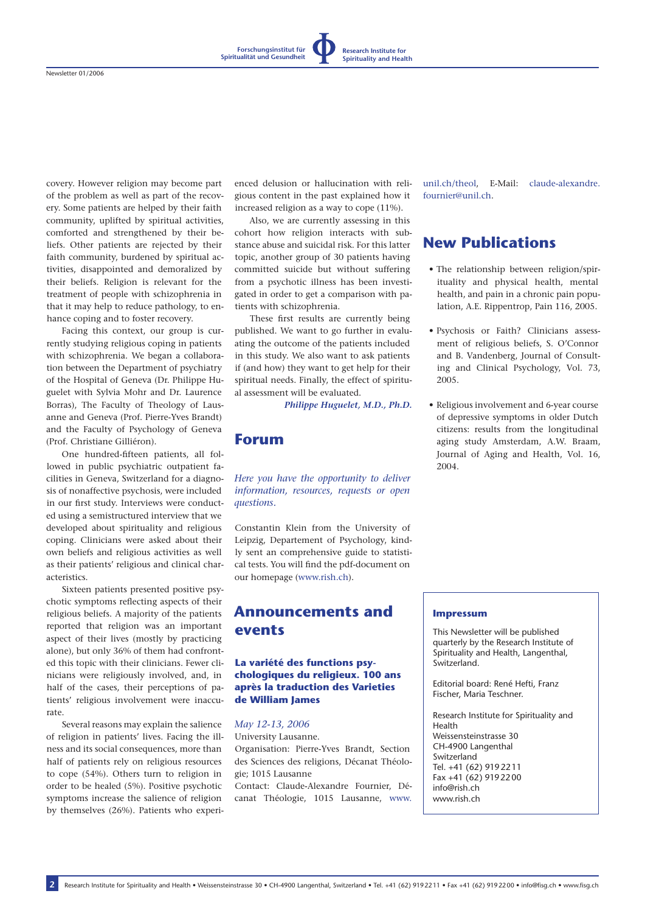covery. However religion may become part of the problem as well as part of the recovery. Some patients are helped by their faith community, uplifted by spiritual activities, comforted and strengthened by their beliefs. Other patients are rejected by their faith community, burdened by spiritual activities, disappointed and demoralized by their beliefs. Religion is relevant for the treatment of people with schizophrenia in that it may help to reduce pathology, to enhance coping and to foster recovery.

Facing this context, our group is currently studying religious coping in patients with schizophrenia. We began a collaboration between the Department of psychiatry of the Hospital of Geneva (Dr. Philippe Huguelet with Sylvia Mohr and Dr. Laurence Borras), The Faculty of Theology of Lausanne and Geneva (Prof. Pierre-Yves Brandt) and the Faculty of Psychology of Geneva (Prof. Christiane Gilliéron).

One hundred-fifteen patients, all followed in public psychiatric outpatient facilities in Geneva, Switzerland for a diagnosis of nonaffective psychosis, were included in our first study. Interviews were conducted using a semistructured interview that we developed about spirituality and religious coping. Clinicians were asked about their own beliefs and religious activities as well as their patients' religious and clinical characteristics.

Sixteen patients presented positive psychotic symptoms reflecting aspects of their religious beliefs. A majority of the patients reported that religion was an important aspect of their lives (mostly by practicing alone), but only 36% of them had confronted this topic with their clinicians. Fewer clinicians were religiously involved, and, in half of the cases, their perceptions of patients' religious involvement were inaccurate.

Several reasons may explain the salience of religion in patients' lives. Facing the illness and its social consequences, more than half of patients rely on religious resources to cope (54%). Others turn to religion in order to be healed (5%). Positive psychotic symptoms increase the salience of religion by themselves (26%). Patients who experienced delusion or hallucination with religious content in the past explained how it increased religion as a way to cope (11%).

Also, we are currently assessing in this cohort how religion interacts with substance abuse and suicidal risk. For this latter topic, another group of 30 patients having committed suicide but without suffering from a psychotic illness has been investigated in order to get a comparison with patients with schizophrenia.

These first results are currently being published. We want to go further in evaluating the outcome of the patients included in this study. We also want to ask patients if (and how) they want to get help for their spiritual needs. Finally, the effect of spiritual assessment will be evaluated.

***Philippe Huguelet, M.D., Ph.D.***

## Forum

*Here you have the opportunity to deliver information, resources, requests or open questions.*

Constantin Klein from the University of Leipzig, Departement of Psychology, kindly sent an comprehensive guide to statistical tests. You will find the pdf-document on our homepage (www.rish.ch).

## Announcements and events

### La variété des functions psychologiques du religieux. 100 ans après la traduction des Varieties de William James

*May 12-13, 2006*

University Lausanne.

Organisation: Pierre-Yves Brandt, Section des Sciences des religions, Décanat Théologie; 1015 Lausanne

Contact: Claude-Alexandre Fournier, Décanat Théologie, 1015 Lausanne, www.unil.ch/theol, E-Mail: claude-alexandre.fournier@unil.ch.

## New Publications

- The relationship between religion/spirituality and physical health, mental health, and pain in a chronic pain population, A.E. Rippentrop, Pain 116, 2005.
- Psychosis or Faith? Clinicians assessment of religious beliefs, S. O'Connor and B. Vandenberg, Journal of Consulting and Clinical Psychology, Vol. 73, 2005.
- Religious involvement and 6-year course of depressive symptoms in older Dutch citizens: results from the longitudinal aging study Amsterdam, A.W. Braam, Journal of Aging and Health, Vol. 16, 2004.

### Impressum

This Newsletter will be published quarterly by the Research Institute of Spirituality and Health, Langenthal, Switzerland.

Editorial board: René Hefti, Franz Fischer, Maria Teschner.

Research Institute for Spirituality and Health
Weissensteinstrasse 30
CH-4900 Langenthal
Switzerland
Tel. +41 (62) 919 22 11
Fax +41 (62) 919 22 00
info@rish.ch
www.rish.ch